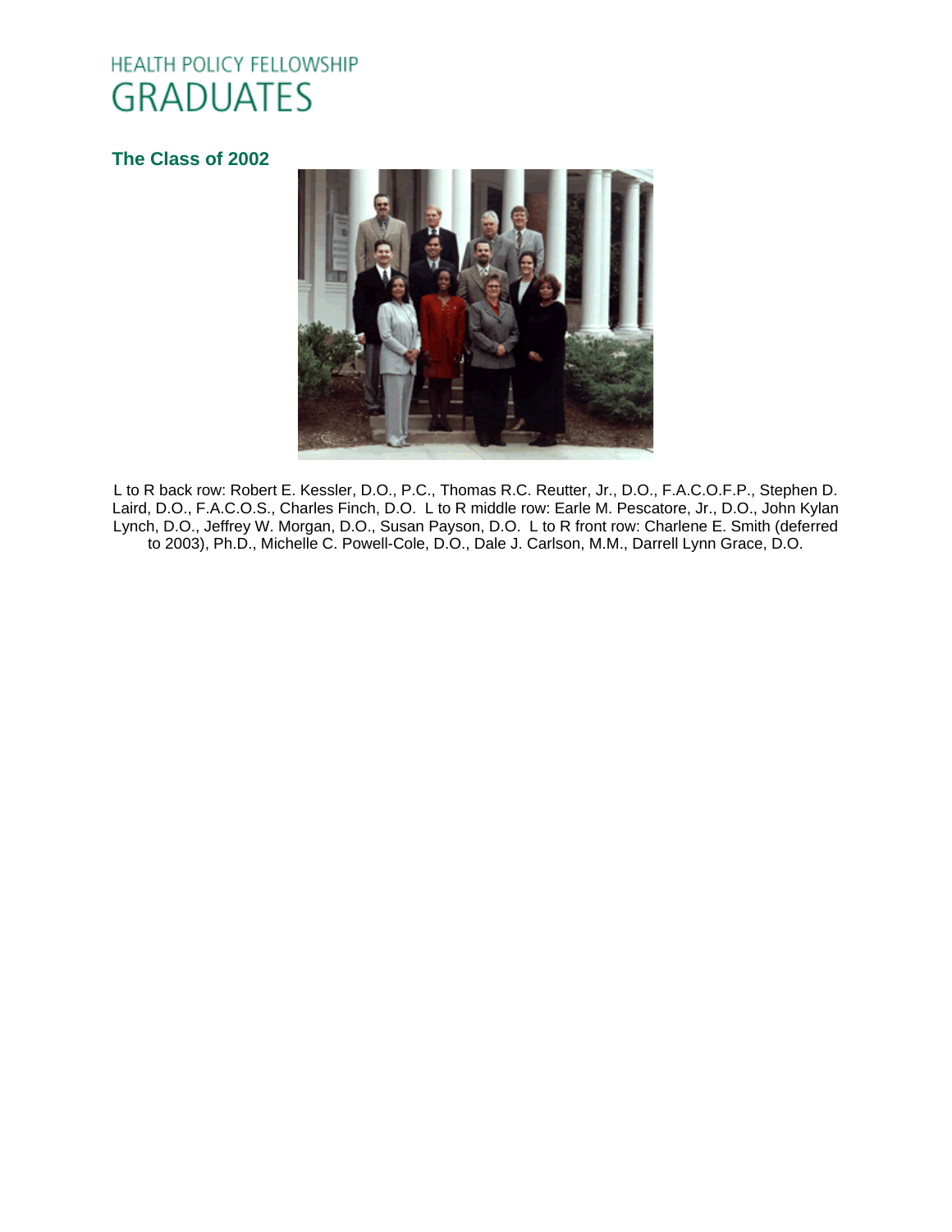# HEALTH POLICY FELLOWSHIP GRADUATES

### The Class of 2002

L to R back row: Robert E. Kessler, D.O., P.C., Thomas R.C. Reutter, Jr., D.O., F.A.C.O.F.P., Stephen D. Laird, D.O., F.A.C.O.S., Charles Finch, D.O. L to R middle row: Earle M. Pescatore, Jr., D.O., John Kylan Lynch, D.O., Jeffrey W. Morgan, D.O., Susan Payson, D.O. L to R front row: Charlene E. Smith (deferred to 2003), Ph.D., Michelle C. Powell-Cole, D.O., Dale J. Carlson, M.M., Darrell Lynn Grace, D.O.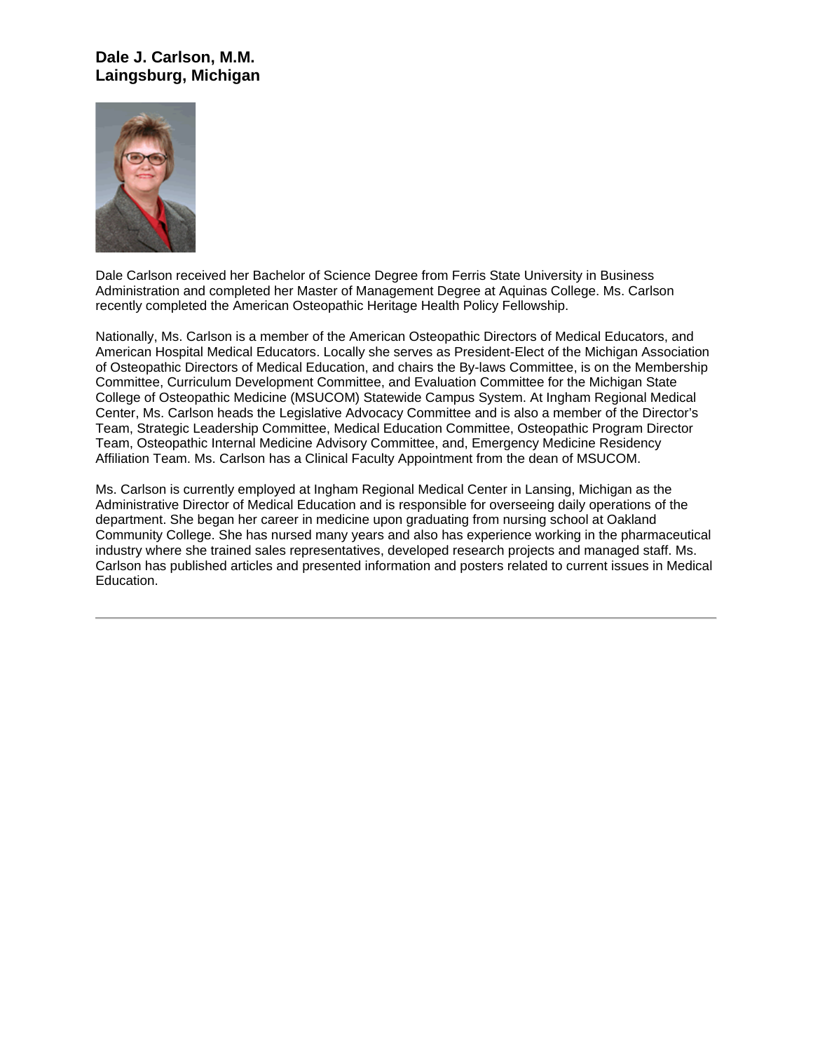**Dale J. Carlson, M.M.**
**Laingsburg, Michigan**

Dale Carlson received her Bachelor of Science Degree from Ferris State University in Business Administration and completed her Master of Management Degree at Aquinas College. Ms. Carlson recently completed the American Osteopathic Heritage Health Policy Fellowship.

Nationally, Ms. Carlson is a member of the American Osteopathic Directors of Medical Educators, and American Hospital Medical Educators. Locally she serves as President-Elect of the Michigan Association of Osteopathic Directors of Medical Education, and chairs the By-laws Committee, is on the Membership Committee, Curriculum Development Committee, and Evaluation Committee for the Michigan State College of Osteopathic Medicine (MSUCOM) Statewide Campus System. At Ingham Regional Medical Center, Ms. Carlson heads the Legislative Advocacy Committee and is also a member of the Director's Team, Strategic Leadership Committee, Medical Education Committee, Osteopathic Program Director Team, Osteopathic Internal Medicine Advisory Committee, and, Emergency Medicine Residency Affiliation Team. Ms. Carlson has a Clinical Faculty Appointment from the dean of MSUCOM.

Ms. Carlson is currently employed at Ingham Regional Medical Center in Lansing, Michigan as the Administrative Director of Medical Education and is responsible for overseeing daily operations of the department. She began her career in medicine upon graduating from nursing school at Oakland Community College. She has nursed many years and also has experience working in the pharmaceutical industry where she trained sales representatives, developed research projects and managed staff. Ms. Carlson has published articles and presented information and posters related to current issues in Medical Education.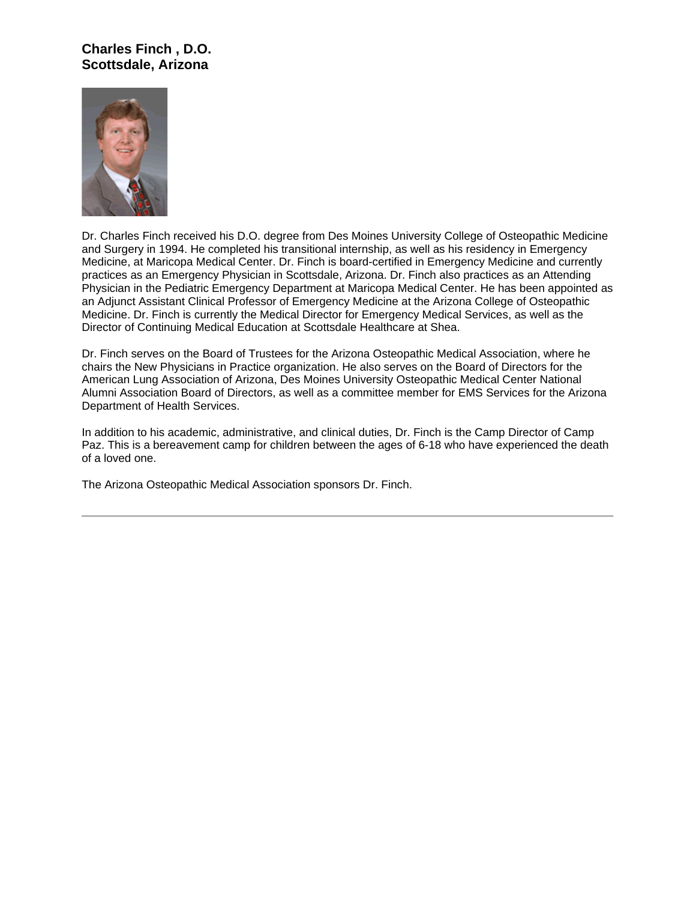**Charles Finch , D.O.**
**Scottsdale, Arizona**

Dr. Charles Finch received his D.O. degree from Des Moines University College of Osteopathic Medicine and Surgery in 1994. He completed his transitional internship, as well as his residency in Emergency Medicine, at Maricopa Medical Center. Dr. Finch is board-certified in Emergency Medicine and currently practices as an Emergency Physician in Scottsdale, Arizona. Dr. Finch also practices as an Attending Physician in the Pediatric Emergency Department at Maricopa Medical Center. He has been appointed as an Adjunct Assistant Clinical Professor of Emergency Medicine at the Arizona College of Osteopathic Medicine. Dr. Finch is currently the Medical Director for Emergency Medical Services, as well as the Director of Continuing Medical Education at Scottsdale Healthcare at Shea.

Dr. Finch serves on the Board of Trustees for the Arizona Osteopathic Medical Association, where he chairs the New Physicians in Practice organization. He also serves on the Board of Directors for the American Lung Association of Arizona, Des Moines University Osteopathic Medical Center National Alumni Association Board of Directors, as well as a committee member for EMS Services for the Arizona Department of Health Services.

In addition to his academic, administrative, and clinical duties, Dr. Finch is the Camp Director of Camp Paz. This is a bereavement camp for children between the ages of 6-18 who have experienced the death of a loved one.

The Arizona Osteopathic Medical Association sponsors Dr. Finch.

---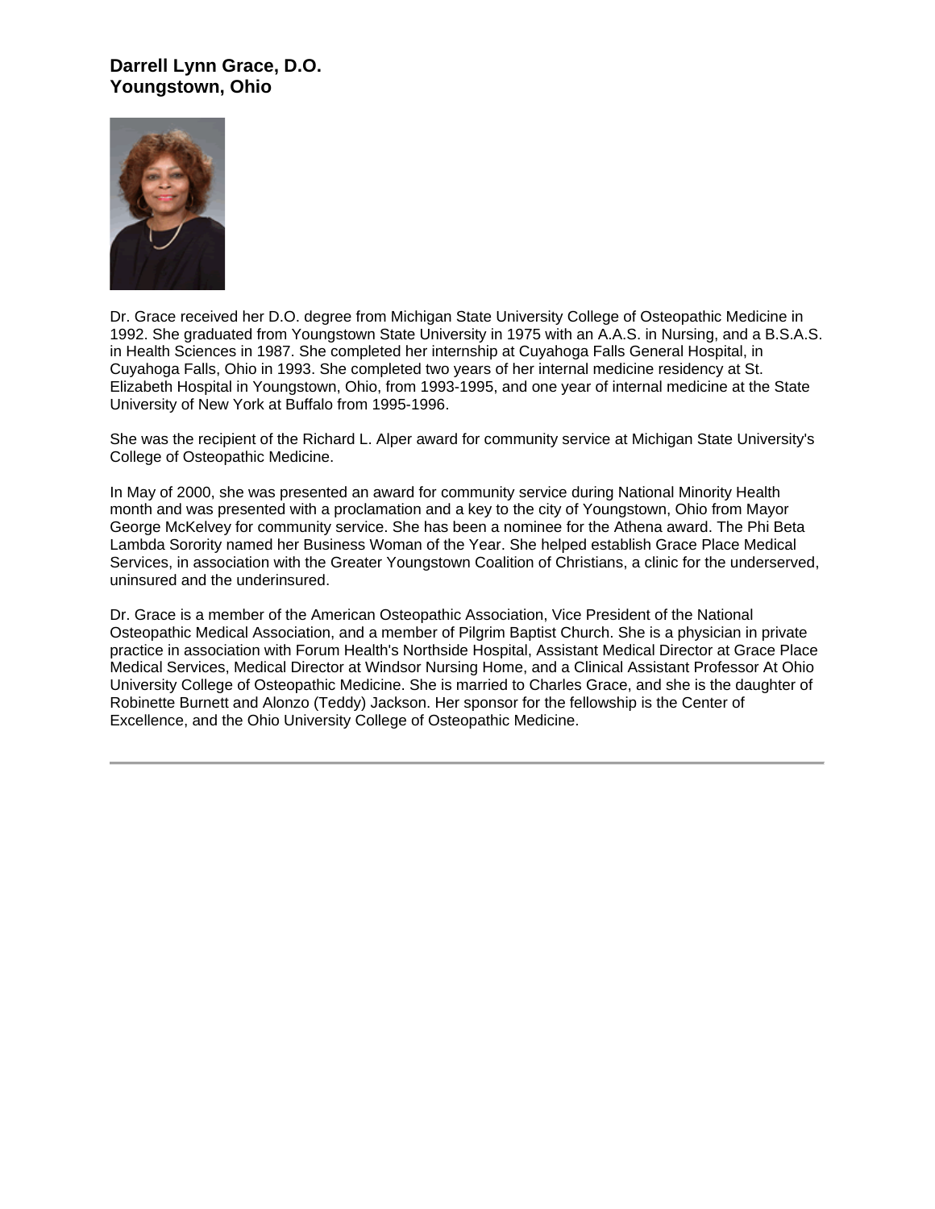## Darrell Lynn Grace, D.O.
## Youngstown, Ohio

Dr. Grace received her D.O. degree from Michigan State University College of Osteopathic Medicine in 1992. She graduated from Youngstown State University in 1975 with an A.A.S. in Nursing, and a B.S.A.S. in Health Sciences in 1987. She completed her internship at Cuyahoga Falls General Hospital, in Cuyahoga Falls, Ohio in 1993. She completed two years of her internal medicine residency at St. Elizabeth Hospital in Youngstown, Ohio, from 1993-1995, and one year of internal medicine at the State University of New York at Buffalo from 1995-1996.

She was the recipient of the Richard L. Alper award for community service at Michigan State University's College of Osteopathic Medicine.

In May of 2000, she was presented an award for community service during National Minority Health month and was presented with a proclamation and a key to the city of Youngstown, Ohio from Mayor George McKelvey for community service. She has been a nominee for the Athena award. The Phi Beta Lambda Sorority named her Business Woman of the Year. She helped establish Grace Place Medical Services, in association with the Greater Youngstown Coalition of Christians, a clinic for the underserved, uninsured and the underinsured.

Dr. Grace is a member of the American Osteopathic Association, Vice President of the National Osteopathic Medical Association, and a member of Pilgrim Baptist Church. She is a physician in private practice in association with Forum Health's Northside Hospital, Assistant Medical Director at Grace Place Medical Services, Medical Director at Windsor Nursing Home, and a Clinical Assistant Professor At Ohio University College of Osteopathic Medicine. She is married to Charles Grace, and she is the daughter of Robinette Burnett and Alonzo (Teddy) Jackson. Her sponsor for the fellowship is the Center of Excellence, and the Ohio University College of Osteopathic Medicine.

---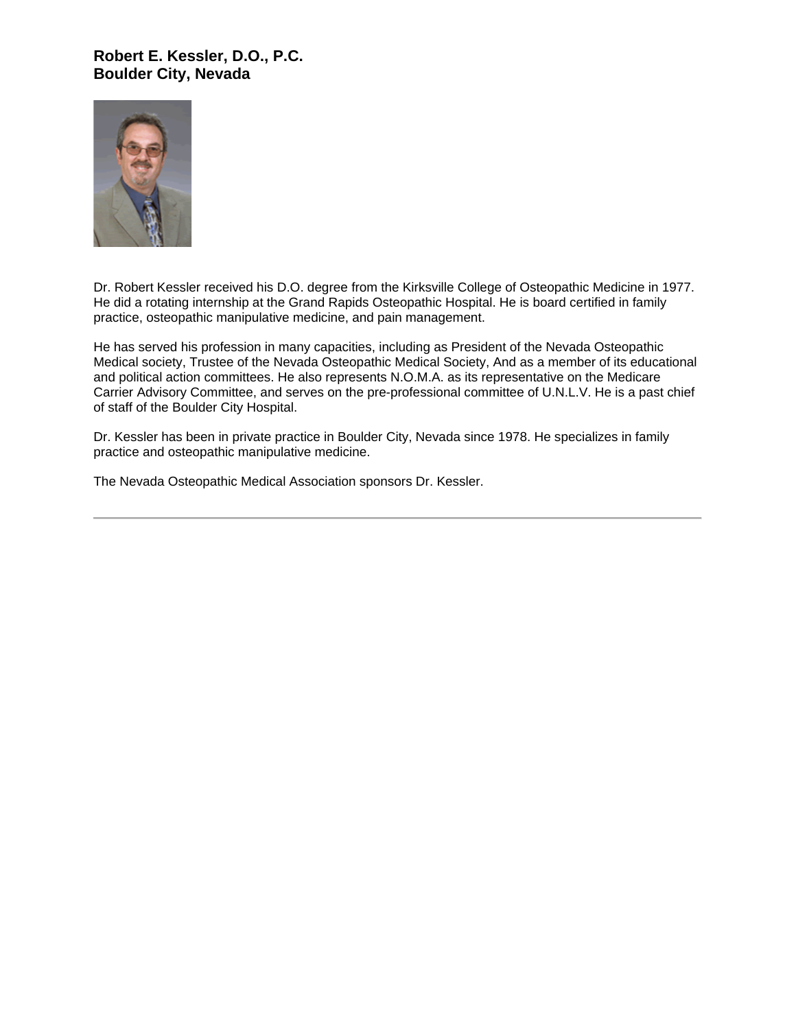## Robert E. Kessler, D.O., P.C.
## Boulder City, Nevada

Dr. Robert Kessler received his D.O. degree from the Kirksville College of Osteopathic Medicine in 1977. He did a rotating internship at the Grand Rapids Osteopathic Hospital. He is board certified in family practice, osteopathic manipulative medicine, and pain management.

He has served his profession in many capacities, including as President of the Nevada Osteopathic Medical society, Trustee of the Nevada Osteopathic Medical Society, And as a member of its educational and political action committees. He also represents N.O.M.A. as its representative on the Medicare Carrier Advisory Committee, and serves on the pre-professional committee of U.N.L.V. He is a past chief of staff of the Boulder City Hospital.

Dr. Kessler has been in private practice in Boulder City, Nevada since 1978. He specializes in family practice and osteopathic manipulative medicine.

The Nevada Osteopathic Medical Association sponsors Dr. Kessler.

---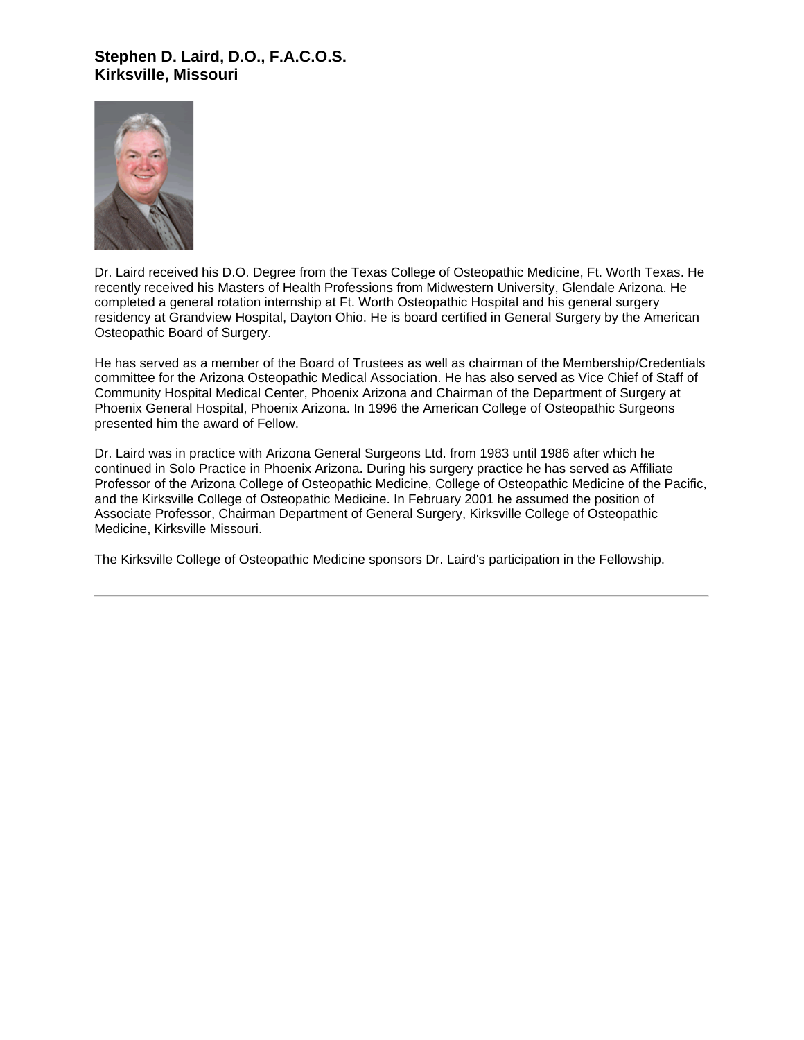## Stephen D. Laird, D.O., F.A.C.O.S.
## Kirksville, Missouri

Dr. Laird received his D.O. Degree from the Texas College of Osteopathic Medicine, Ft. Worth Texas. He recently received his Masters of Health Professions from Midwestern University, Glendale Arizona. He completed a general rotation internship at Ft. Worth Osteopathic Hospital and his general surgery residency at Grandview Hospital, Dayton Ohio. He is board certified in General Surgery by the American Osteopathic Board of Surgery.

He has served as a member of the Board of Trustees as well as chairman of the Membership/Credentials committee for the Arizona Osteopathic Medical Association. He has also served as Vice Chief of Staff of Community Hospital Medical Center, Phoenix Arizona and Chairman of the Department of Surgery at Phoenix General Hospital, Phoenix Arizona. In 1996 the American College of Osteopathic Surgeons presented him the award of Fellow.

Dr. Laird was in practice with Arizona General Surgeons Ltd. from 1983 until 1986 after which he continued in Solo Practice in Phoenix Arizona. During his surgery practice he has served as Affiliate Professor of the Arizona College of Osteopathic Medicine, College of Osteopathic Medicine of the Pacific, and the Kirksville College of Osteopathic Medicine. In February 2001 he assumed the position of Associate Professor, Chairman Department of General Surgery, Kirksville College of Osteopathic Medicine, Kirksville Missouri.

The Kirksville College of Osteopathic Medicine sponsors Dr. Laird's participation in the Fellowship.

---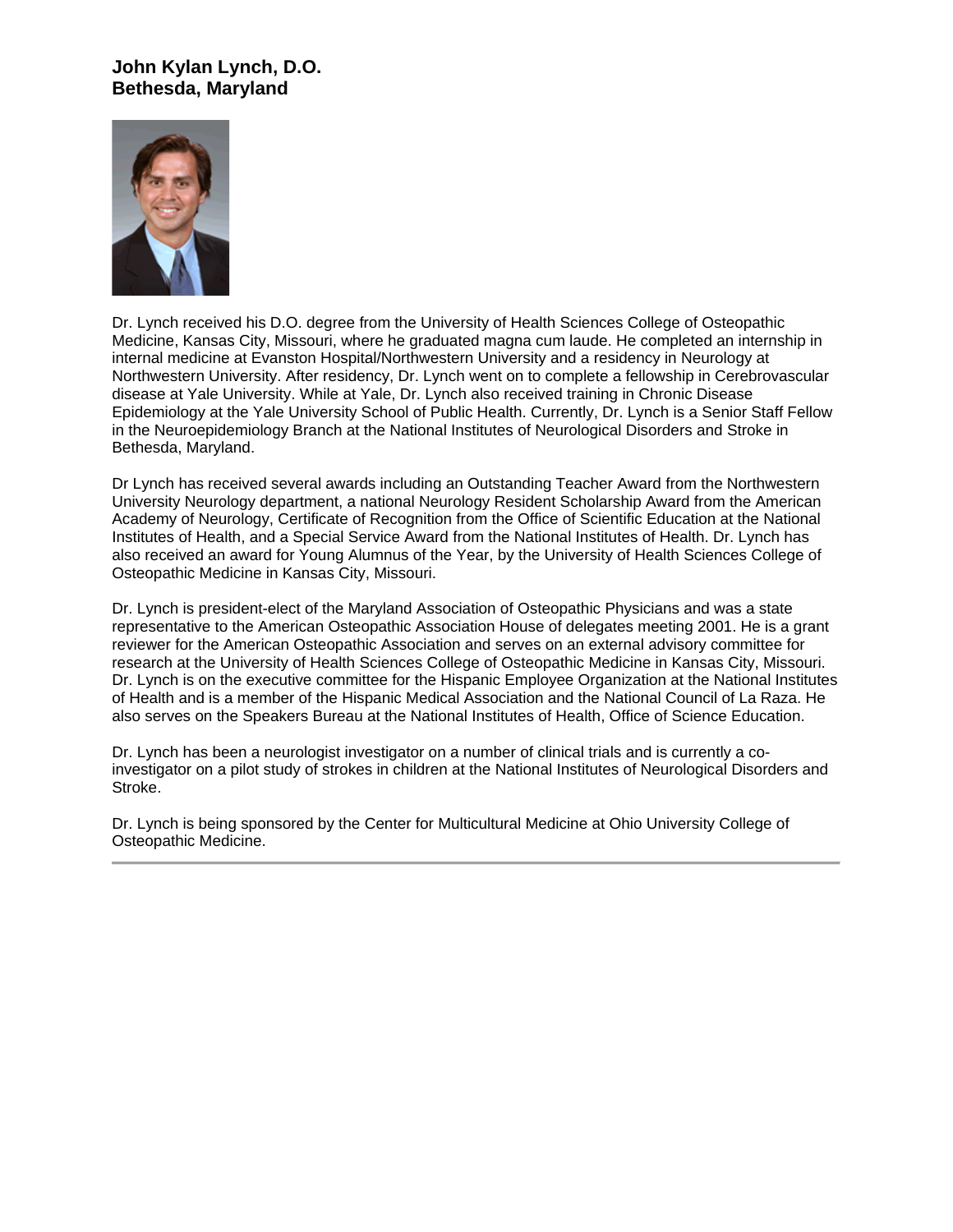**John Kylan Lynch, D.O.**
**Bethesda, Maryland**

Dr. Lynch received his D.O. degree from the University of Health Sciences College of Osteopathic Medicine, Kansas City, Missouri, where he graduated magna cum laude. He completed an internship in internal medicine at Evanston Hospital/Northwestern University and a residency in Neurology at Northwestern University. After residency, Dr. Lynch went on to complete a fellowship in Cerebrovascular disease at Yale University. While at Yale, Dr. Lynch also received training in Chronic Disease Epidemiology at the Yale University School of Public Health. Currently, Dr. Lynch is a Senior Staff Fellow in the Neuroepidemiology Branch at the National Institutes of Neurological Disorders and Stroke in Bethesda, Maryland.

Dr Lynch has received several awards including an Outstanding Teacher Award from the Northwestern University Neurology department, a national Neurology Resident Scholarship Award from the American Academy of Neurology, Certificate of Recognition from the Office of Scientific Education at the National Institutes of Health, and a Special Service Award from the National Institutes of Health. Dr. Lynch has also received an award for Young Alumnus of the Year, by the University of Health Sciences College of Osteopathic Medicine in Kansas City, Missouri.

Dr. Lynch is president-elect of the Maryland Association of Osteopathic Physicians and was a state representative to the American Osteopathic Association House of delegates meeting 2001. He is a grant reviewer for the American Osteopathic Association and serves on an external advisory committee for research at the University of Health Sciences College of Osteopathic Medicine in Kansas City, Missouri. Dr. Lynch is on the executive committee for the Hispanic Employee Organization at the National Institutes of Health and is a member of the Hispanic Medical Association and the National Council of La Raza. He also serves on the Speakers Bureau at the National Institutes of Health, Office of Science Education.

Dr. Lynch has been a neurologist investigator on a number of clinical trials and is currently a co-investigator on a pilot study of strokes in children at the National Institutes of Neurological Disorders and Stroke.

Dr. Lynch is being sponsored by the Center for Multicultural Medicine at Ohio University College of Osteopathic Medicine.

---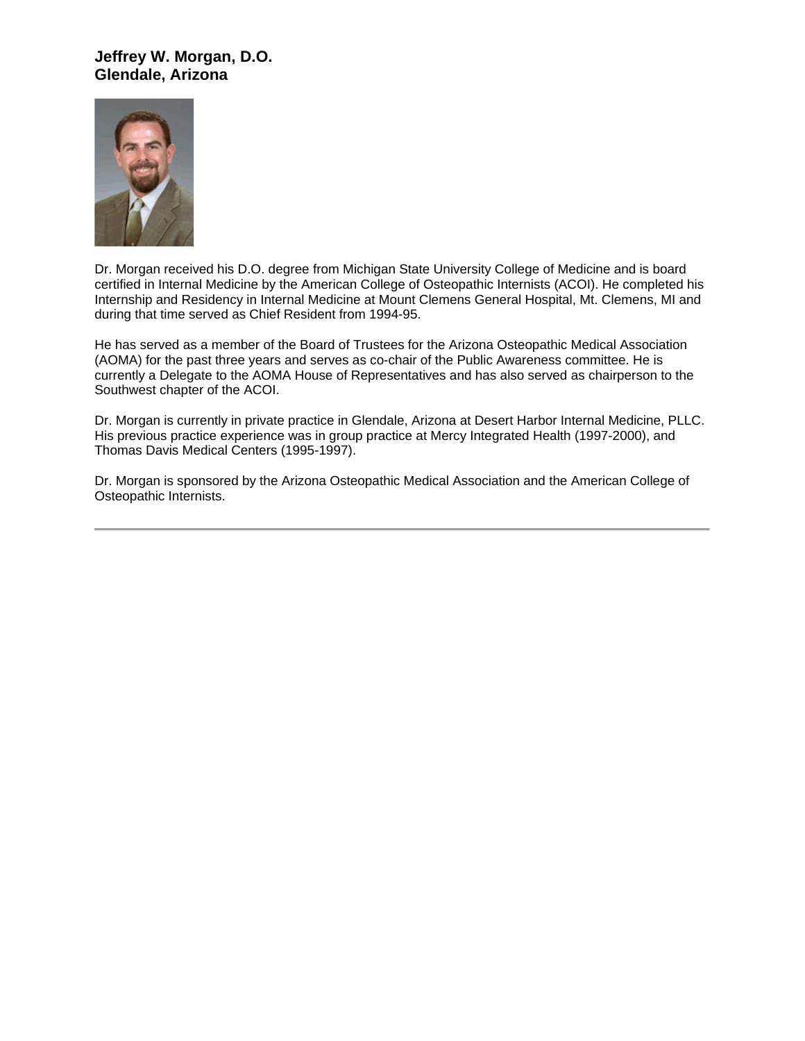**Jeffrey W. Morgan, D.O.**
**Glendale, Arizona**

Dr. Morgan received his D.O. degree from Michigan State University College of Medicine and is board certified in Internal Medicine by the American College of Osteopathic Internists (ACOI). He completed his Internship and Residency in Internal Medicine at Mount Clemens General Hospital, Mt. Clemens, MI and during that time served as Chief Resident from 1994-95.

He has served as a member of the Board of Trustees for the Arizona Osteopathic Medical Association (AOMA) for the past three years and serves as co-chair of the Public Awareness committee. He is currently a Delegate to the AOMA House of Representatives and has also served as chairperson to the Southwest chapter of the ACOI.

Dr. Morgan is currently in private practice in Glendale, Arizona at Desert Harbor Internal Medicine, PLLC. His previous practice experience was in group practice at Mercy Integrated Health (1997-2000), and Thomas Davis Medical Centers (1995-1997).

Dr. Morgan is sponsored by the Arizona Osteopathic Medical Association and the American College of Osteopathic Internists.

---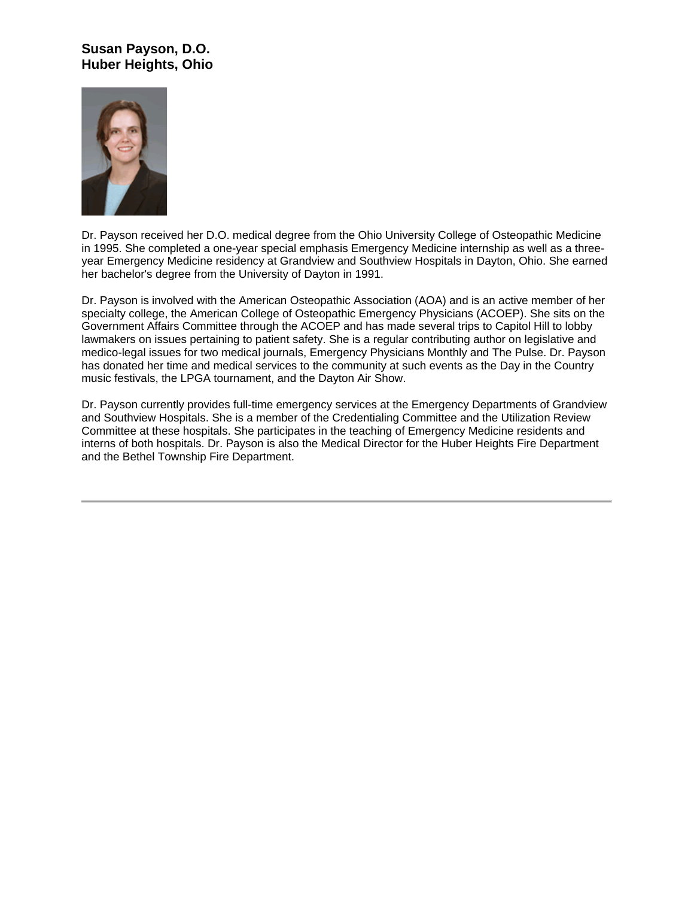**Susan Payson, D.O.**
**Huber Heights, Ohio**

Dr. Payson received her D.O. medical degree from the Ohio University College of Osteopathic Medicine in 1995. She completed a one-year special emphasis Emergency Medicine internship as well as a three-year Emergency Medicine residency at Grandview and Southview Hospitals in Dayton, Ohio. She earned her bachelor's degree from the University of Dayton in 1991.

Dr. Payson is involved with the American Osteopathic Association (AOA) and is an active member of her specialty college, the American College of Osteopathic Emergency Physicians (ACOEP). She sits on the Government Affairs Committee through the ACOEP and has made several trips to Capitol Hill to lobby lawmakers on issues pertaining to patient safety. She is a regular contributing author on legislative and medico-legal issues for two medical journals, Emergency Physicians Monthly and The Pulse. Dr. Payson has donated her time and medical services to the community at such events as the Day in the Country music festivals, the LPGA tournament, and the Dayton Air Show.

Dr. Payson currently provides full-time emergency services at the Emergency Departments of Grandview and Southview Hospitals. She is a member of the Credentialing Committee and the Utilization Review Committee at these hospitals. She participates in the teaching of Emergency Medicine residents and interns of both hospitals. Dr. Payson is also the Medical Director for the Huber Heights Fire Department and the Bethel Township Fire Department.

---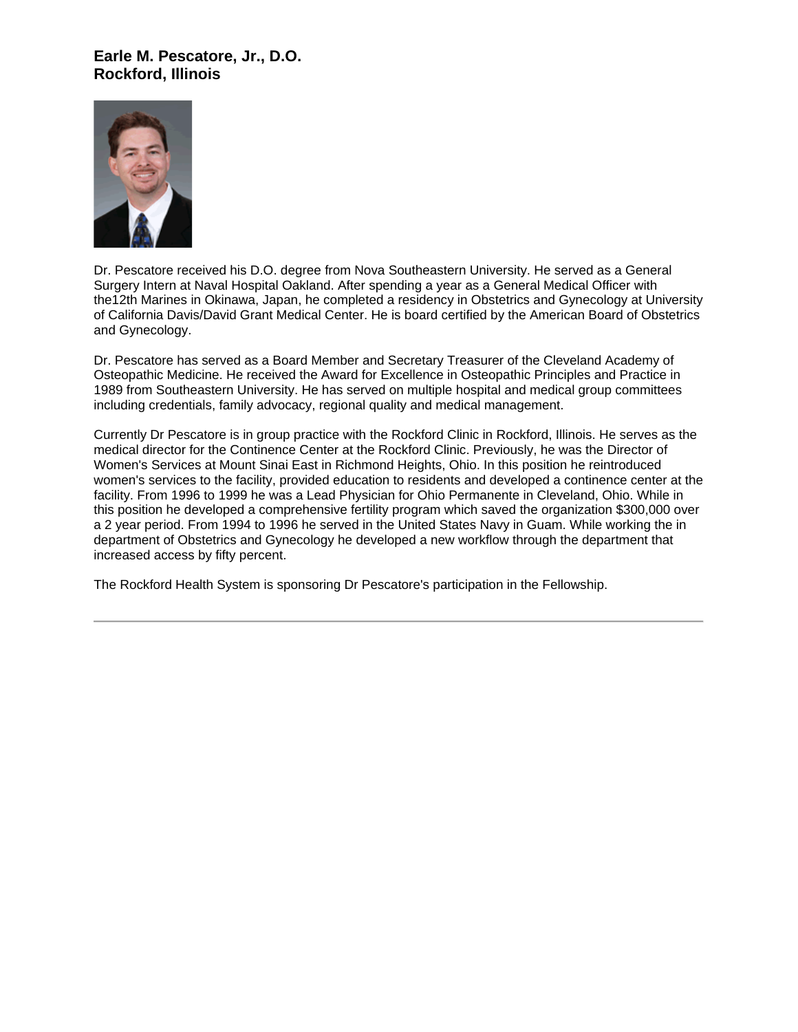### Earle M. Pescatore, Jr., D.O.
### Rockford, Illinois

Dr. Pescatore received his D.O. degree from Nova Southeastern University. He served as a General Surgery Intern at Naval Hospital Oakland. After spending a year as a General Medical Officer with the12th Marines in Okinawa, Japan, he completed a residency in Obstetrics and Gynecology at University of California Davis/David Grant Medical Center. He is board certified by the American Board of Obstetrics and Gynecology.

Dr. Pescatore has served as a Board Member and Secretary Treasurer of the Cleveland Academy of Osteopathic Medicine. He received the Award for Excellence in Osteopathic Principles and Practice in 1989 from Southeastern University. He has served on multiple hospital and medical group committees including credentials, family advocacy, regional quality and medical management.

Currently Dr Pescatore is in group practice with the Rockford Clinic in Rockford, Illinois. He serves as the medical director for the Continence Center at the Rockford Clinic. Previously, he was the Director of Women's Services at Mount Sinai East in Richmond Heights, Ohio. In this position he reintroduced women's services to the facility, provided education to residents and developed a continence center at the facility. From 1996 to 1999 he was a Lead Physician for Ohio Permanente in Cleveland, Ohio. While in this position he developed a comprehensive fertility program which saved the organization $300,000 over a 2 year period. From 1994 to 1996 he served in the United States Navy in Guam. While working the in department of Obstetrics and Gynecology he developed a new workflow through the department that increased access by fifty percent.

The Rockford Health System is sponsoring Dr Pescatore's participation in the Fellowship.

---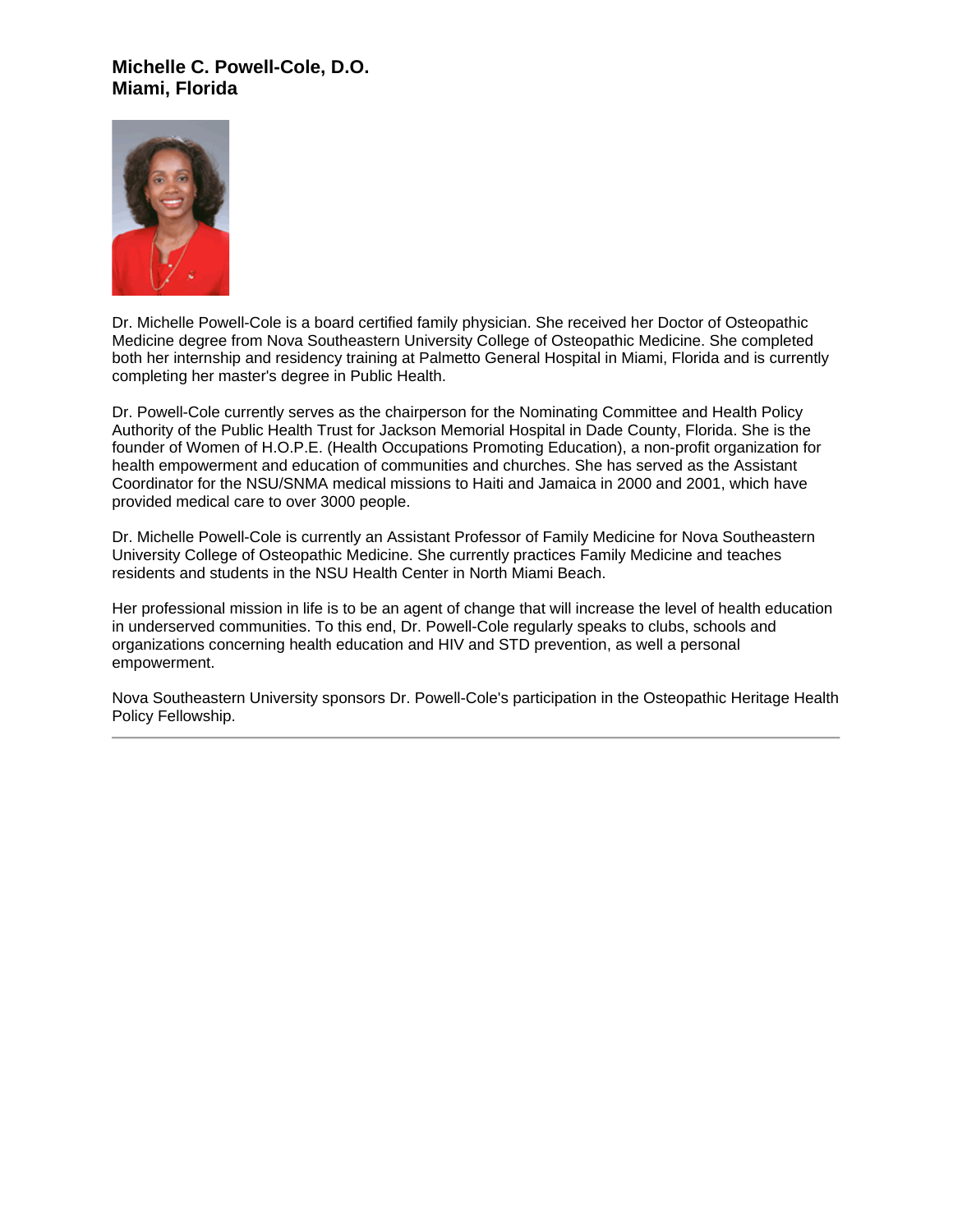**Michelle C. Powell-Cole, D.O.**
**Miami, Florida**

Dr. Michelle Powell-Cole is a board certified family physician. She received her Doctor of Osteopathic Medicine degree from Nova Southeastern University College of Osteopathic Medicine. She completed both her internship and residency training at Palmetto General Hospital in Miami, Florida and is currently completing her master's degree in Public Health.

Dr. Powell-Cole currently serves as the chairperson for the Nominating Committee and Health Policy Authority of the Public Health Trust for Jackson Memorial Hospital in Dade County, Florida. She is the founder of Women of H.O.P.E. (Health Occupations Promoting Education), a non-profit organization for health empowerment and education of communities and churches. She has served as the Assistant Coordinator for the NSU/SNMA medical missions to Haiti and Jamaica in 2000 and 2001, which have provided medical care to over 3000 people.

Dr. Michelle Powell-Cole is currently an Assistant Professor of Family Medicine for Nova Southeastern University College of Osteopathic Medicine. She currently practices Family Medicine and teaches residents and students in the NSU Health Center in North Miami Beach.

Her professional mission in life is to be an agent of change that will increase the level of health education in underserved communities. To this end, Dr. Powell-Cole regularly speaks to clubs, schools and organizations concerning health education and HIV and STD prevention, as well a personal empowerment.

Nova Southeastern University sponsors Dr. Powell-Cole's participation in the Osteopathic Heritage Health Policy Fellowship.

---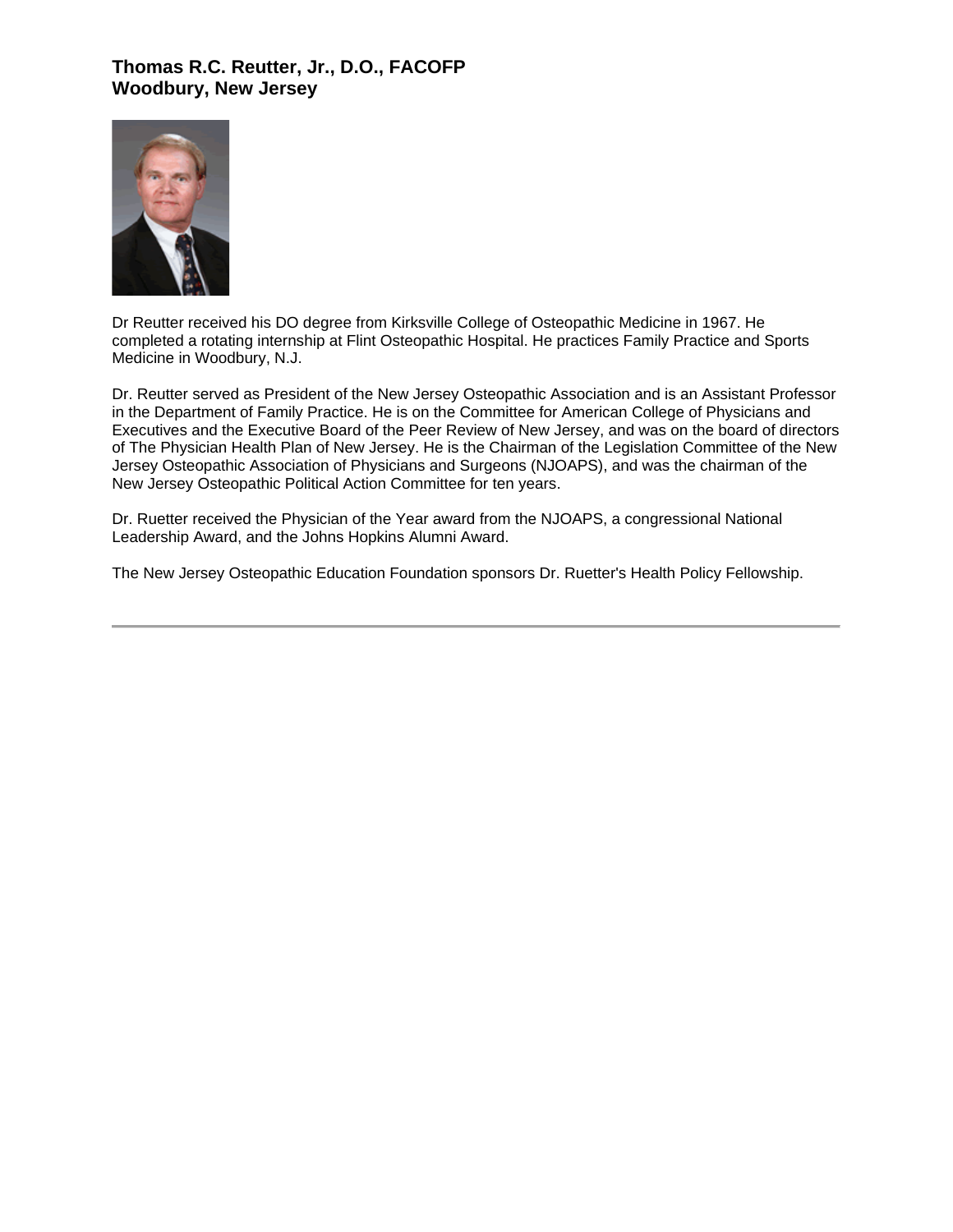### Thomas R.C. Reutter, Jr., D.O., FACOFP
### Woodbury, New Jersey

Dr Reutter received his DO degree from Kirksville College of Osteopathic Medicine in 1967. He completed a rotating internship at Flint Osteopathic Hospital. He practices Family Practice and Sports Medicine in Woodbury, N.J.

Dr. Reutter served as President of the New Jersey Osteopathic Association and is an Assistant Professor in the Department of Family Practice. He is on the Committee for American College of Physicians and Executives and the Executive Board of the Peer Review of New Jersey, and was on the board of directors of The Physician Health Plan of New Jersey. He is the Chairman of the Legislation Committee of the New Jersey Osteopathic Association of Physicians and Surgeons (NJOAPS), and was the chairman of the New Jersey Osteopathic Political Action Committee for ten years.

Dr. Ruetter received the Physician of the Year award from the NJOAPS, a congressional National Leadership Award, and the Johns Hopkins Alumni Award.

The New Jersey Osteopathic Education Foundation sponsors Dr. Ruetter's Health Policy Fellowship.

---